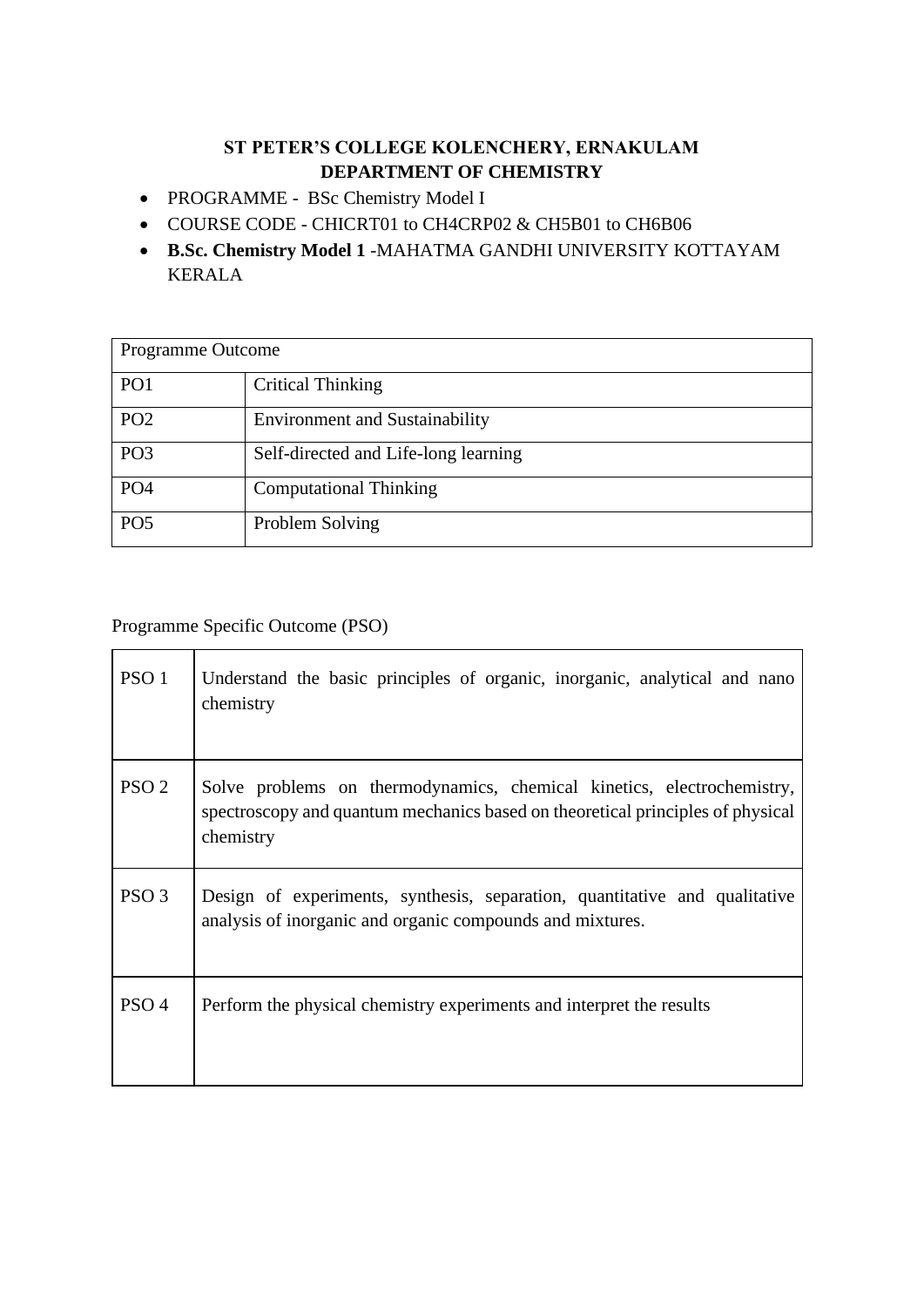## ST PETER'S COLLEGE KOLENCHERY, ERNAKULAM
## DEPARTMENT OF CHEMISTRY

- PROGRAMME - BSc Chemistry Model I
- COURSE CODE - CHICRT01 to CH4CRP02 & CH5B01 to CH6B06
- **B.Sc. Chemistry Model 1** -MAHATMA GANDHI UNIVERSITY KOTTAYAM KERALA

| Programme Outcome | |
|---|---|
| PO1 | Critical Thinking |
| PO2 | Environment and Sustainability |
| PO3 | Self-directed and Life-long learning |
| PO4 | Computational Thinking |
| PO5 | Problem Solving |

Programme Specific Outcome (PSO)

| | |
|---|---|
| PSO 1 | Understand the basic principles of organic, inorganic, analytical and nano chemistry |
| PSO 2 | Solve problems on thermodynamics, chemical kinetics, electrochemistry, spectroscopy and quantum mechanics based on theoretical principles of physical chemistry |
| PSO 3 | Design of experiments, synthesis, separation, quantitative and qualitative analysis of inorganic and organic compounds and mixtures. |
| PSO 4 | Perform the physical chemistry experiments and interpret the results |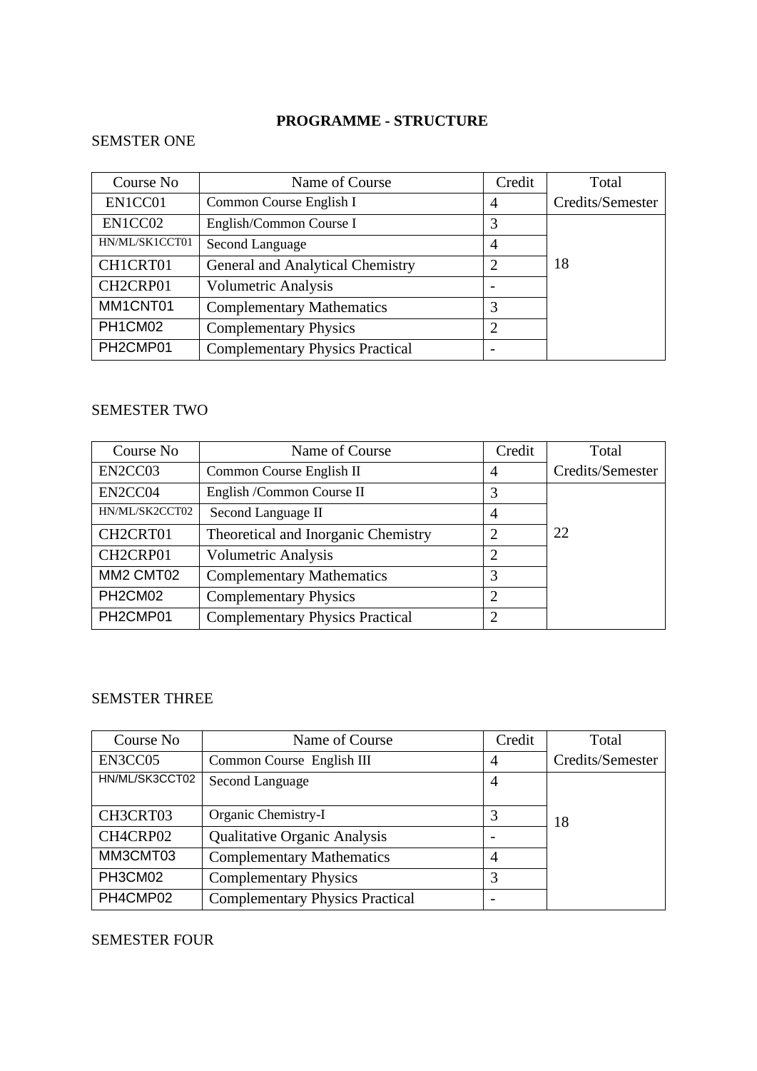**PROGRAMME - STRUCTURE**

SEMSTER ONE

| Course No | Name of Course | Credit | Total Credits/Semester |
|---|---|---|---|
| EN1CC01 | Common Course English I | 4 | 18 |
| EN1CC02 | English/Common Course I | 3 | |
| HN/ML/SK1CCT01 | Second Language | 4 | |
| CH1CRT01 | General and Analytical Chemistry | 2 | |
| CH2CRP01 | Volumetric Analysis | - | |
| MM1CNT01 | Complementary Mathematics | 3 | |
| PH1CM02 | Complementary Physics | 2 | |
| PH2CMP01 | Complementary Physics Practical | - | |

SEMESTER TWO

| Course No | Name of Course | Credit | Total Credits/Semester |
|---|---|---|---|
| EN2CC03 | Common Course English II | 4 | 22 |
| EN2CC04 | English /Common Course II | 3 | |
| HN/ML/SK2CCT02 | Second Language II | 4 | |
| CH2CRT01 | Theoretical and Inorganic Chemistry | 2 | |
| CH2CRP01 | Volumetric Analysis | 2 | |
| MM2 CMT02 | Complementary Mathematics | 3 | |
| PH2CM02 | Complementary Physics | 2 | |
| PH2CMP01 | Complementary Physics Practical | 2 | |

SEMSTER THREE

| Course No | Name of Course | Credit | Total Credits/Semester |
|---|---|---|---|
| EN3CC05 | Common Course English III | 4 | 18 |
| HN/ML/SK3CCT02 | Second Language | 4 | |
| CH3CRT03 | Organic Chemistry-I | 3 | |
| CH4CRP02 | Qualitative Organic Analysis | - | |
| MM3CMT03 | Complementary Mathematics | 4 | |
| PH3CM02 | Complementary Physics | 3 | |
| PH4CMP02 | Complementary Physics Practical | - | |

SEMESTER FOUR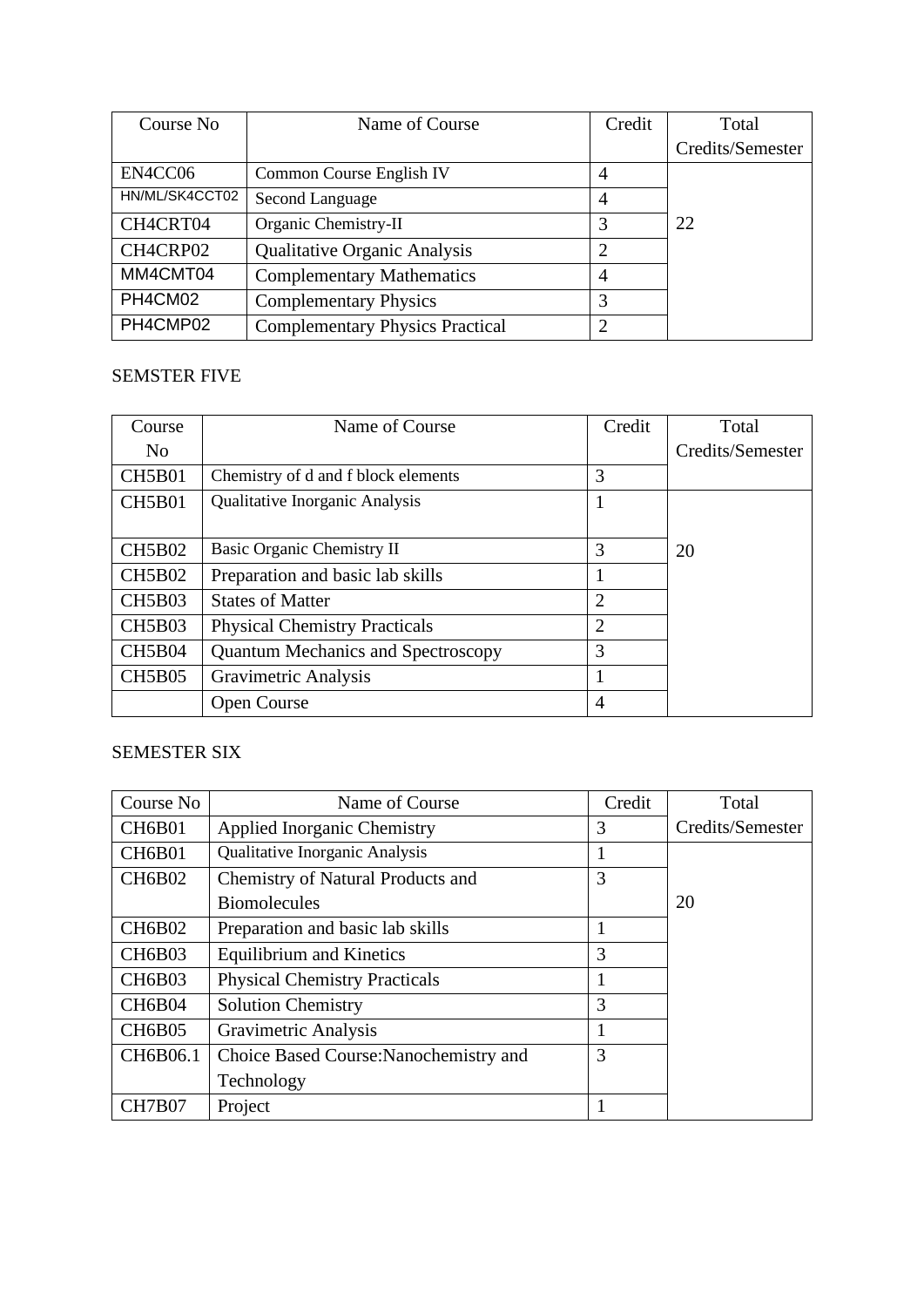| Course No | Name of Course | Credit | Total Credits/Semester |
|---|---|---|---|
| EN4CC06 | Common Course English IV | 4 | 22 |
| HN/ML/SK4CCT02 | Second Language | 4 | |
| CH4CRT04 | Organic Chemistry-II | 3 | |
| CH4CRP02 | Qualitative Organic Analysis | 2 | |
| MM4CMT04 | Complementary Mathematics | 4 | |
| PH4CM02 | Complementary Physics | 3 | |
| PH4CMP02 | Complementary Physics Practical | 2 | |

SEMSTER FIVE

| Course No | Name of Course | Credit | Total Credits/Semester |
|---|---|---|---|
| CH5B01 | Chemistry of d and f block elements | 3 | |
| CH5B01 | Qualitative Inorganic Analysis | 1 | 20 |
| CH5B02 | Basic Organic Chemistry II | 3 | |
| CH5B02 | Preparation and basic lab skills | 1 | |
| CH5B03 | States of Matter | 2 | |
| CH5B03 | Physical Chemistry Practicals | 2 | |
| CH5B04 | Quantum Mechanics and Spectroscopy | 3 | |
| CH5B05 | Gravimetric Analysis | 1 | |
| | Open Course | 4 | |

SEMESTER SIX

| Course No | Name of Course | Credit | Total Credits/Semester |
|---|---|---|---|
| CH6B01 | Applied Inorganic Chemistry | 3 | |
| CH6B01 | Qualitative Inorganic Analysis | 1 | 20 |
| CH6B02 | Chemistry of Natural Products and Biomolecules | 3 | |
| CH6B02 | Preparation and basic lab skills | 1 | |
| CH6B03 | Equilibrium and Kinetics | 3 | |
| CH6B03 | Physical Chemistry Practicals | 1 | |
| CH6B04 | Solution Chemistry | 3 | |
| CH6B05 | Gravimetric Analysis | 1 | |
| CH6B06.1 | Choice Based Course:Nanochemistry and Technology | 3 | |
| CH7B07 | Project | 1 | |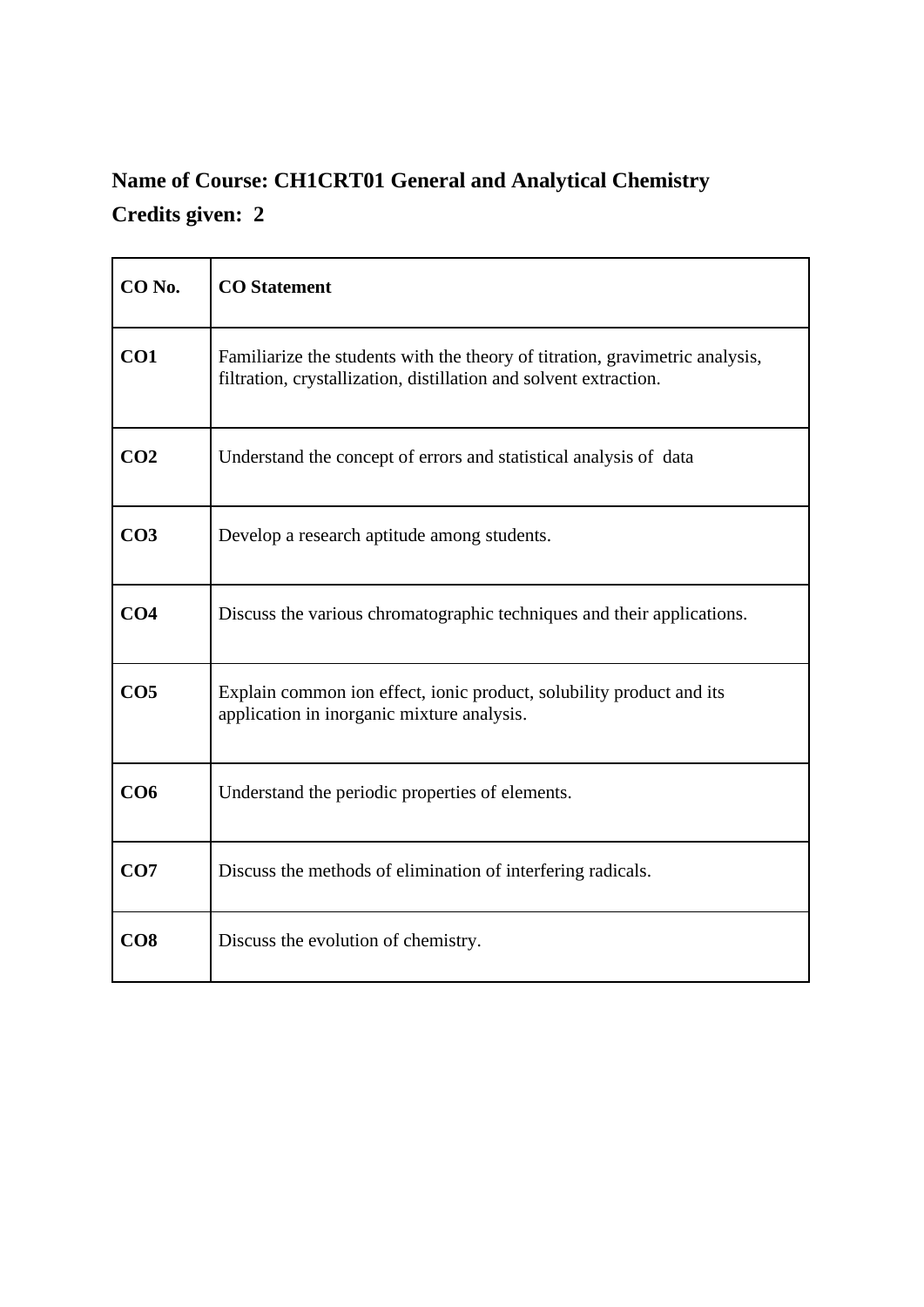**Name of Course: CH1CRT01 General and Analytical Chemistry**

**Credits given: 2**

| **CO No.** | **CO Statement** |
|---|---|
| **CO1** | Familiarize the students with the theory of titration, gravimetric analysis, filtration, crystallization, distillation and solvent extraction. |
| **CO2** | Understand the concept of errors and statistical analysis of data |
| **CO3** | Develop a research aptitude among students. |
| **CO4** | Discuss the various chromatographic techniques and their applications. |
| **CO5** | Explain common ion effect, ionic product, solubility product and its application in inorganic mixture analysis. |
| **CO6** | Understand the periodic properties of elements. |
| **CO7** | Discuss the methods of elimination of interfering radicals. |
| **CO8** | Discuss the evolution of chemistry. |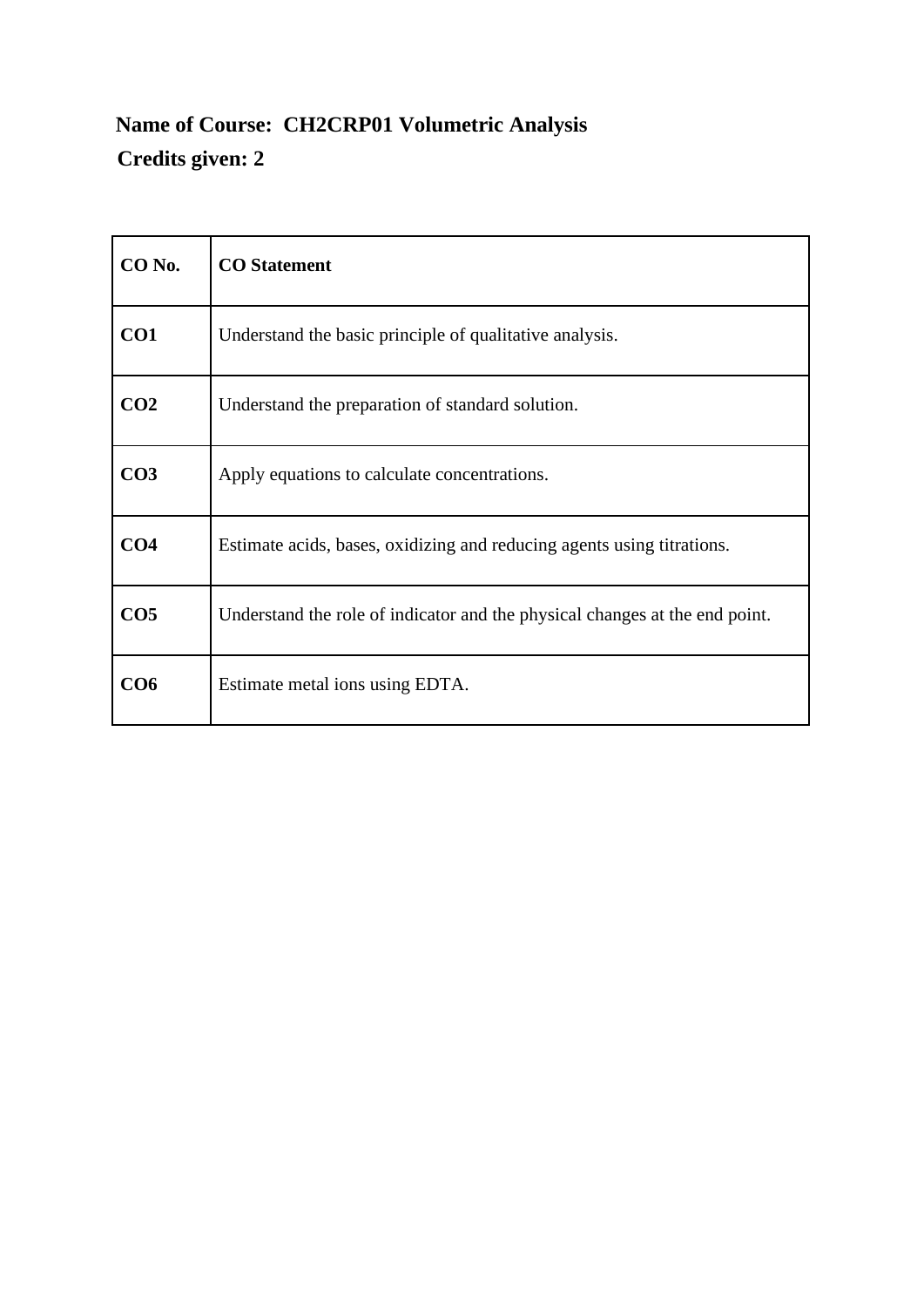**Name of Course: CH2CRP01 Volumetric Analysis**

**Credits given: 2**

| CO No. | CO Statement |
|---|---|
| **CO1** | Understand the basic principle of qualitative analysis. |
| **CO2** | Understand the preparation of standard solution. |
| **CO3** | Apply equations to calculate concentrations. |
| **CO4** | Estimate acids, bases, oxidizing and reducing agents using titrations. |
| **CO5** | Understand the role of indicator and the physical changes at the end point. |
| **CO6** | Estimate metal ions using EDTA. |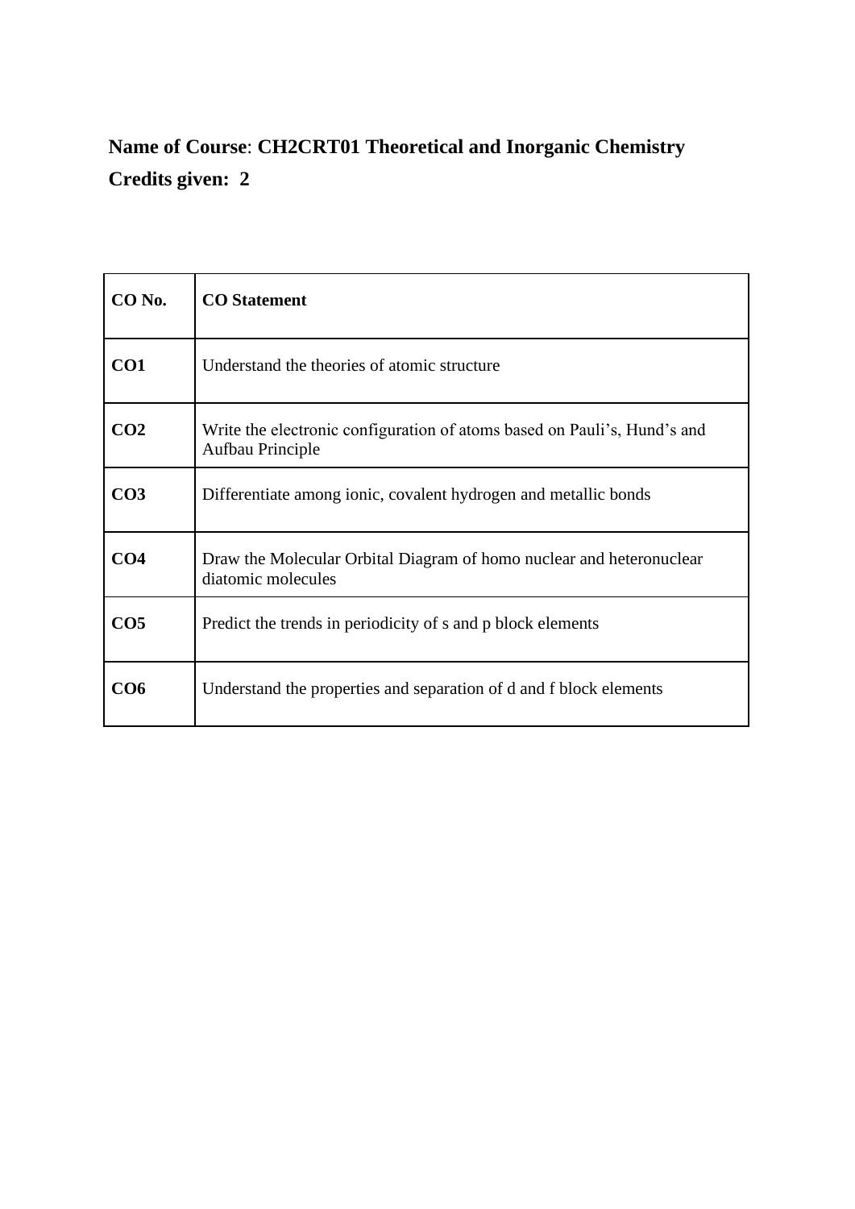**Name of Course**: **CH2CRT01 Theoretical and Inorganic Chemistry**

**Credits given: 2**

| **CO No.** | **CO Statement** |
|---|---|
| **CO1** | Understand the theories of atomic structure |
| **CO2** | Write the electronic configuration of atoms based on Pauli’s, Hund’s and Aufbau Principle |
| **CO3** | Differentiate among ionic, covalent hydrogen and metallic bonds |
| **CO4** | Draw the Molecular Orbital Diagram of homo nuclear and heteronuclear diatomic molecules |
| **CO5** | Predict the trends in periodicity of s and p block elements |
| **CO6** | Understand the properties and separation of d and f block elements |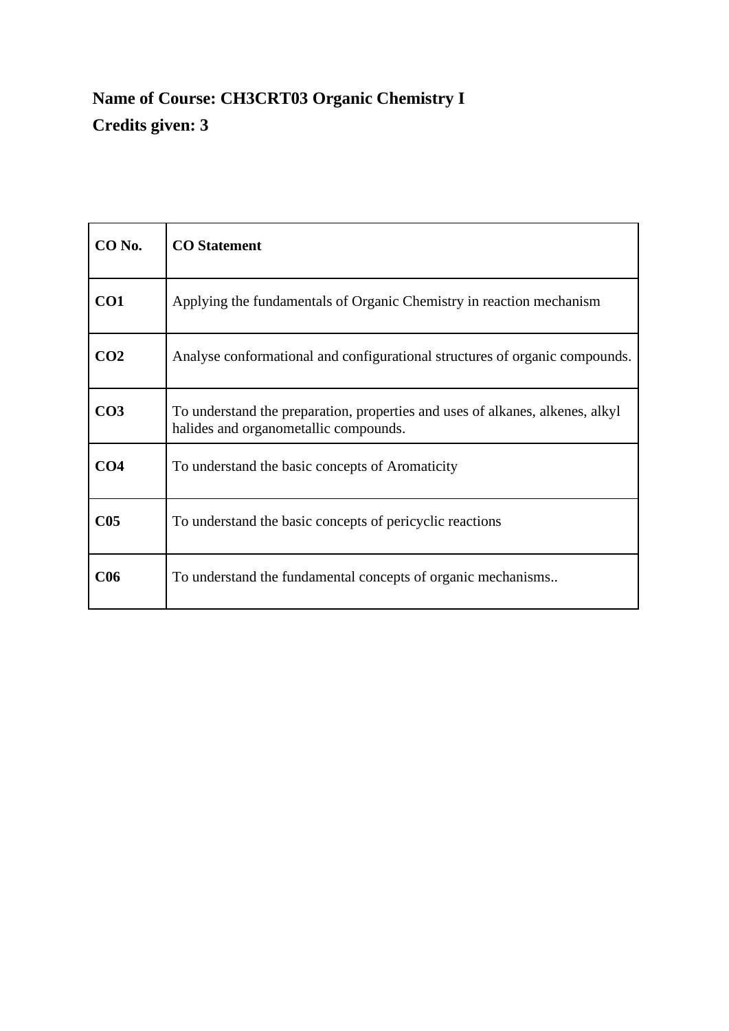**Name of Course: CH3CRT03 Organic Chemistry I**

**Credits given: 3**

| **CO No.** | **CO Statement** |
|---|---|
| **CO1** | Applying the fundamentals of Organic Chemistry in reaction mechanism |
| **CO2** | Analyse conformational and configurational structures of organic compounds. |
| **CO3** | To understand the preparation, properties and uses of alkanes, alkenes, alkyl halides and organometallic compounds. |
| **CO4** | To understand the basic concepts of Aromaticity |
| **C05** | To understand the basic concepts of pericyclic reactions |
| **C06** | To understand the fundamental concepts of organic mechanisms.. |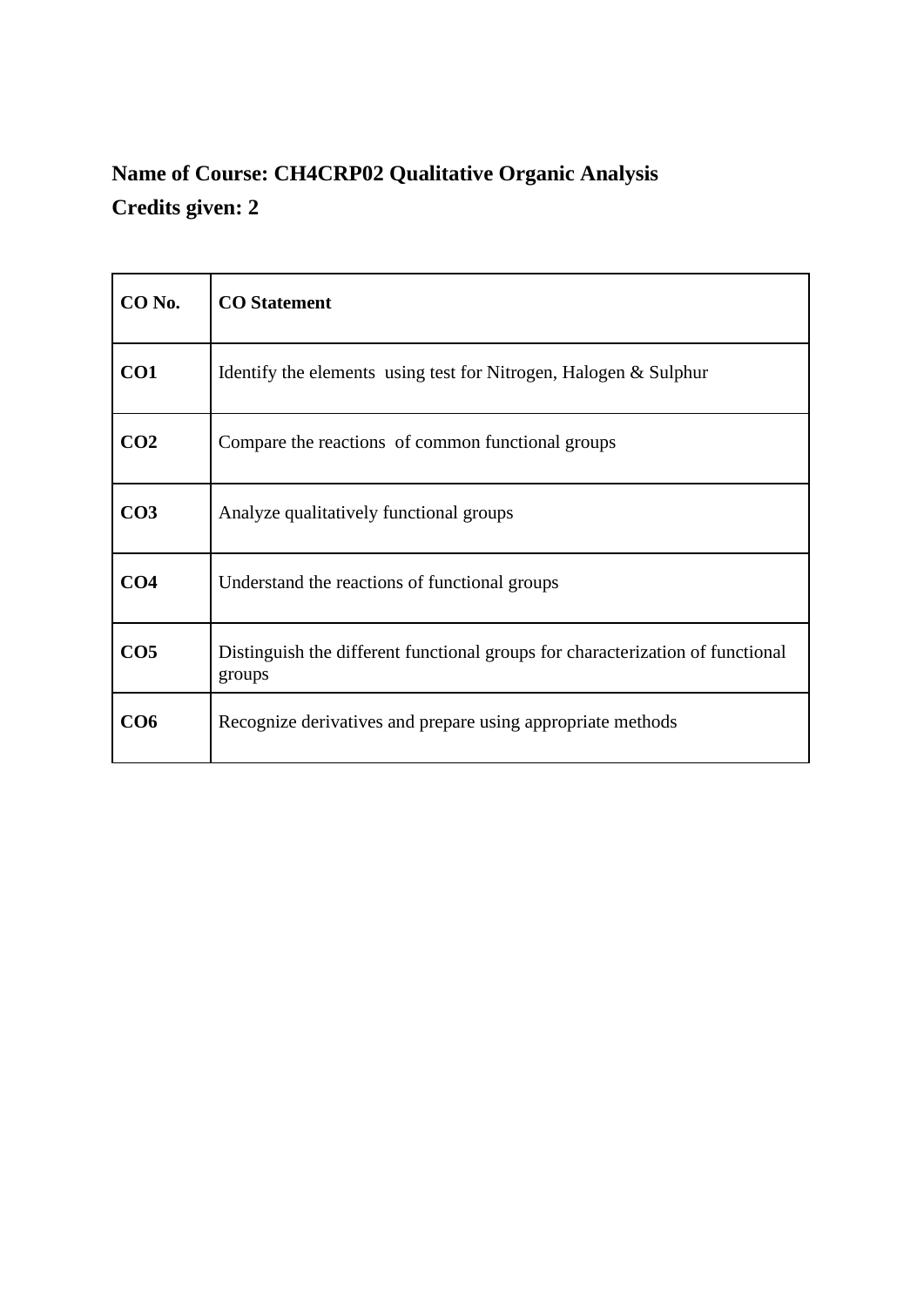**Name of Course: CH4CRP02 Qualitative Organic Analysis**

**Credits given: 2**

| **CO No.** | **CO Statement** |
|---|---|
| **CO1** | Identify the elements using test for Nitrogen, Halogen & Sulphur |
| **CO2** | Compare the reactions of common functional groups |
| **CO3** | Analyze qualitatively functional groups |
| **CO4** | Understand the reactions of functional groups |
| **CO5** | Distinguish the different functional groups for characterization of functional groups |
| **CO6** | Recognize derivatives and prepare using appropriate methods |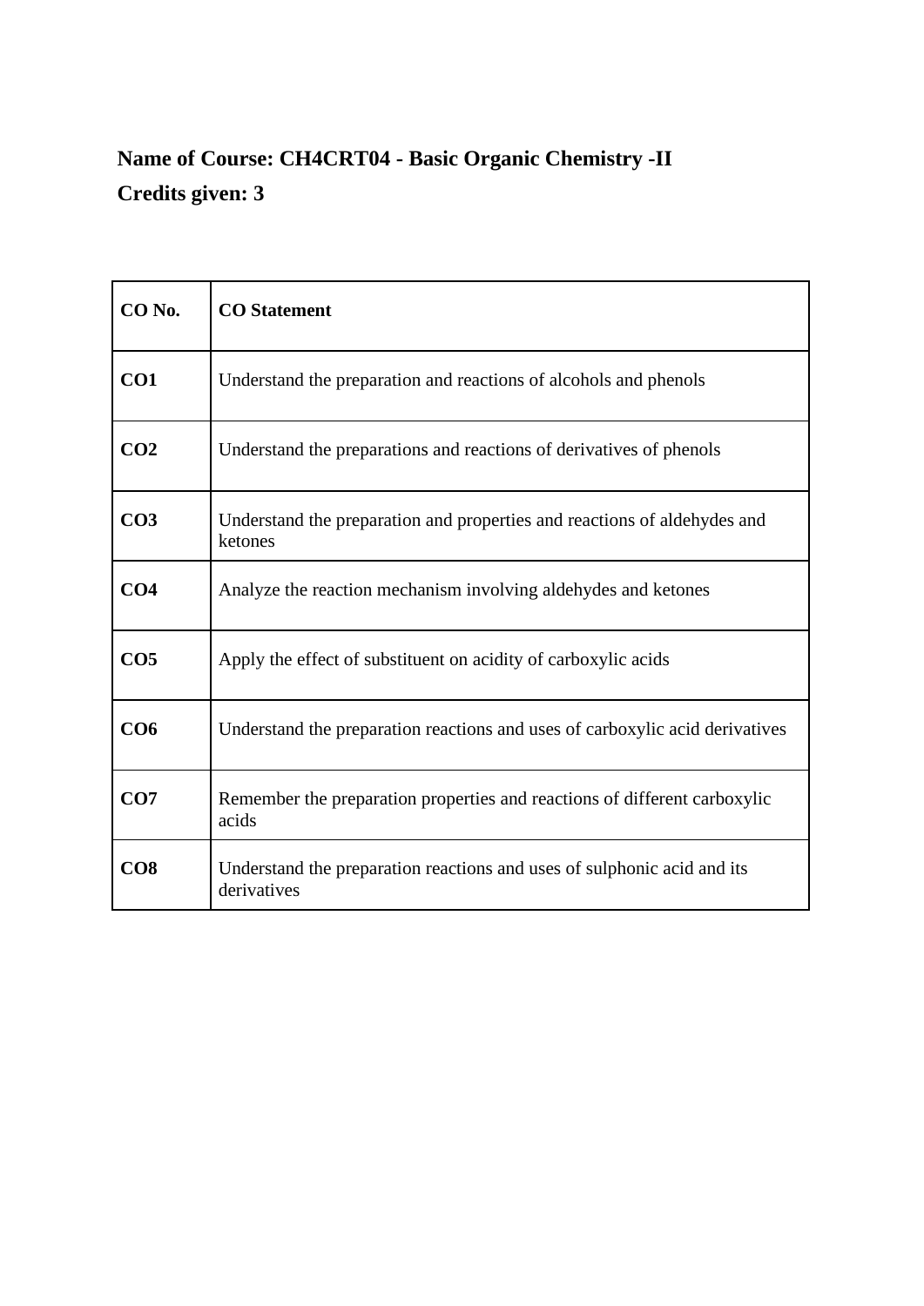**Name of Course: CH4CRT04 - Basic Organic Chemistry -II**

**Credits given: 3**

| **CO No.** | **CO Statement** |
|---|---|
| **CO1** | Understand the preparation and reactions of alcohols and phenols |
| **CO2** | Understand the preparations and reactions of derivatives of phenols |
| **CO3** | Understand the preparation and properties and reactions of aldehydes and ketones |
| **CO4** | Analyze the reaction mechanism involving aldehydes and ketones |
| **CO5** | Apply the effect of substituent on acidity of carboxylic acids |
| **CO6** | Understand the preparation reactions and uses of carboxylic acid derivatives |
| **CO7** | Remember the preparation properties and reactions of different carboxylic acids |
| **CO8** | Understand the preparation reactions and uses of sulphonic acid and its derivatives |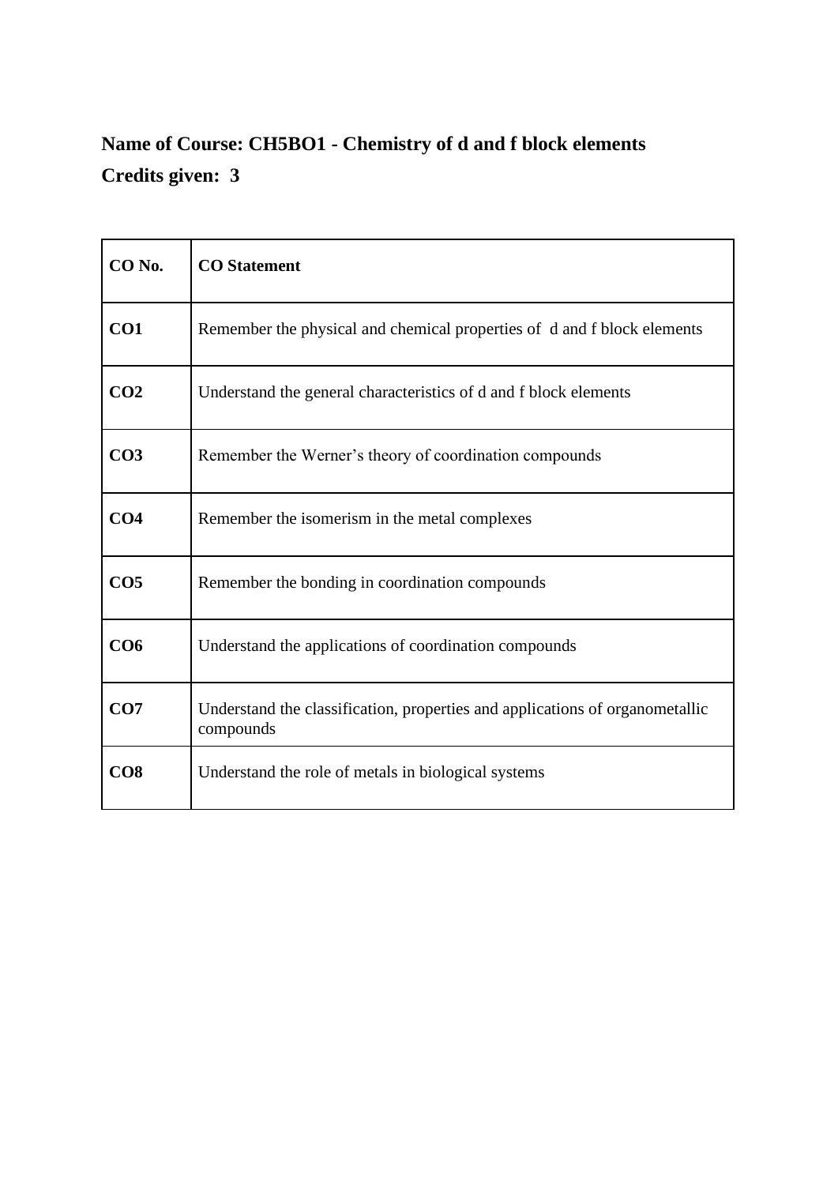**Name of Course: CH5BO1 - Chemistry of d and f block elements**

**Credits given: 3**

| **CO No.** | **CO Statement** |
|---|---|
| **CO1** | Remember the physical and chemical properties of d and f block elements |
| **CO2** | Understand the general characteristics of d and f block elements |
| **CO3** | Remember the Werner's theory of coordination compounds |
| **CO4** | Remember the isomerism in the metal complexes |
| **CO5** | Remember the bonding in coordination compounds |
| **CO6** | Understand the applications of coordination compounds |
| **CO7** | Understand the classification, properties and applications of organometallic compounds |
| **CO8** | Understand the role of metals in biological systems |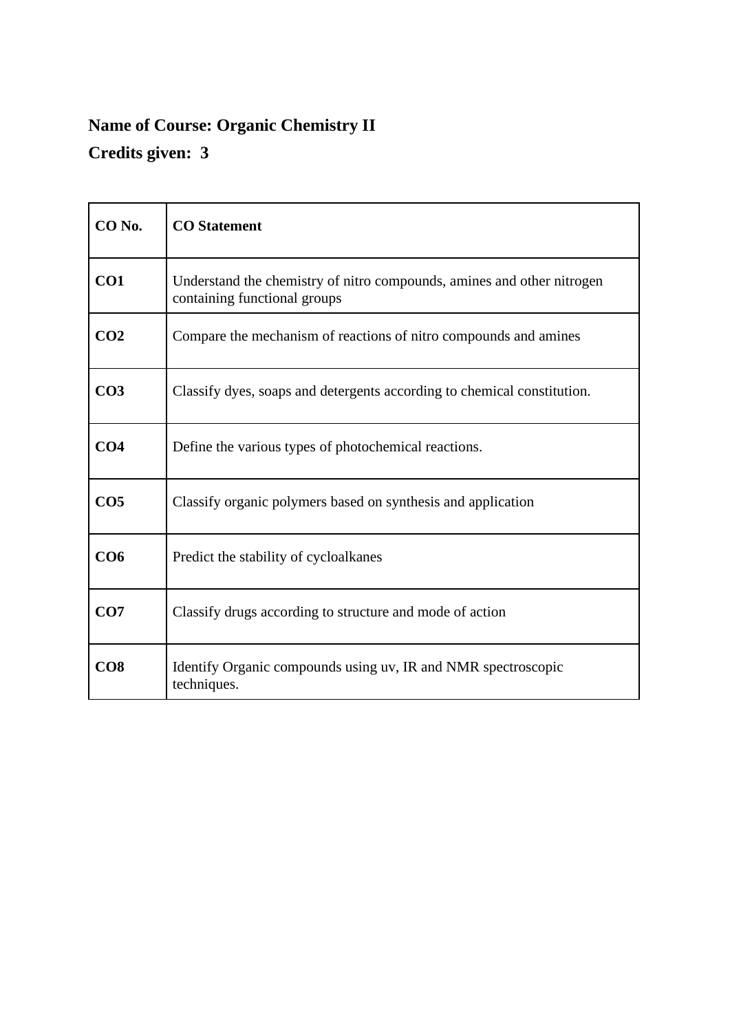**Name of Course: Organic Chemistry II**

**Credits given: 3**

| **CO No.** | **CO Statement** |
|---|---|
| **CO1** | Understand the chemistry of nitro compounds, amines and other nitrogen containing functional groups |
| **CO2** | Compare the mechanism of reactions of nitro compounds and amines |
| **CO3** | Classify dyes, soaps and detergents according to chemical constitution. |
| **CO4** | Define the various types of photochemical reactions. |
| **CO5** | Classify organic polymers based on synthesis and application |
| **CO6** | Predict the stability of cycloalkanes |
| **CO7** | Classify drugs according to structure and mode of action |
| **CO8** | Identify Organic compounds using uv, IR and NMR spectroscopic techniques. |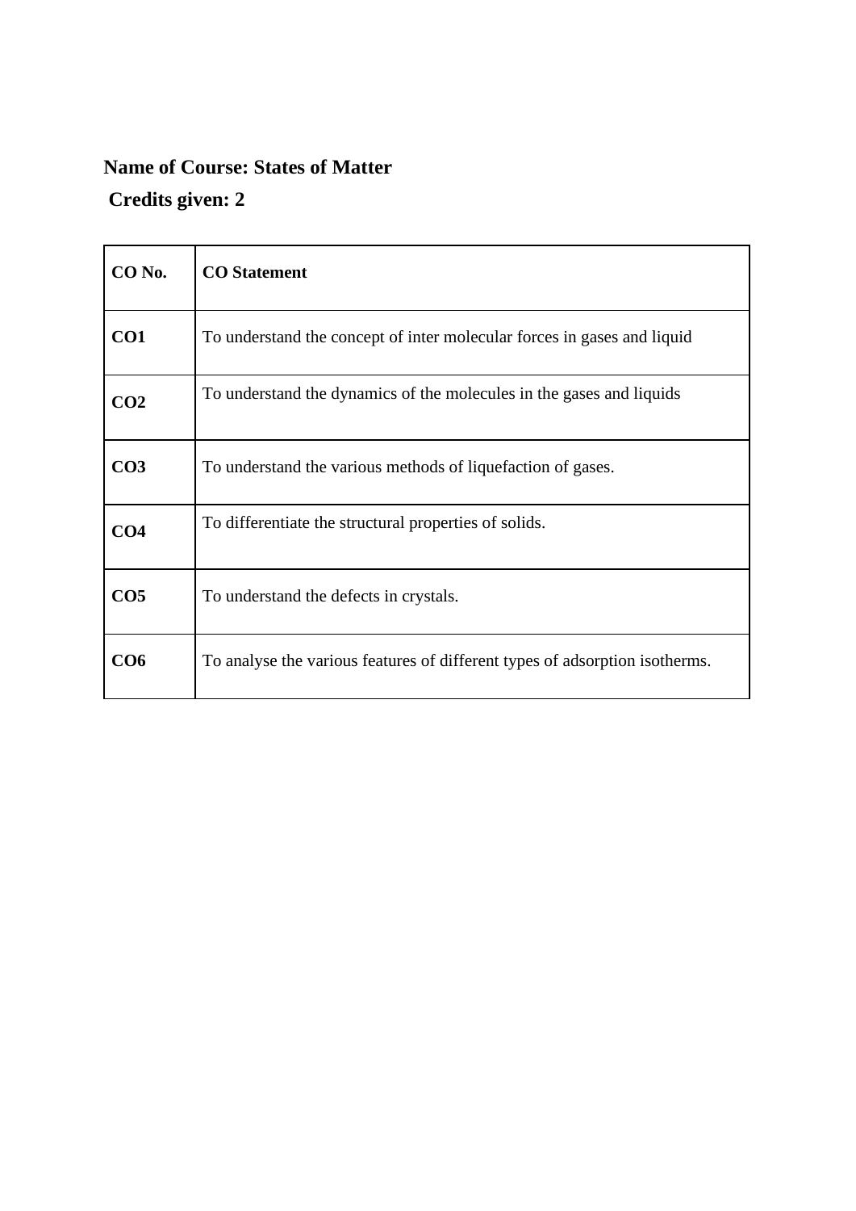**Name of Course: States of Matter**

**Credits given: 2**

| **CO No.** | **CO Statement** |
|---|---|
| **CO1** | To understand the concept of inter molecular forces in gases and liquid |
| **CO2** | To understand the dynamics of the molecules in the gases and liquids |
| **CO3** | To understand the various methods of liquefaction of gases. |
| **CO4** | To differentiate the structural properties of solids. |
| **CO5** | To understand the defects in crystals. |
| **CO6** | To analyse the various features of different types of adsorption isotherms. |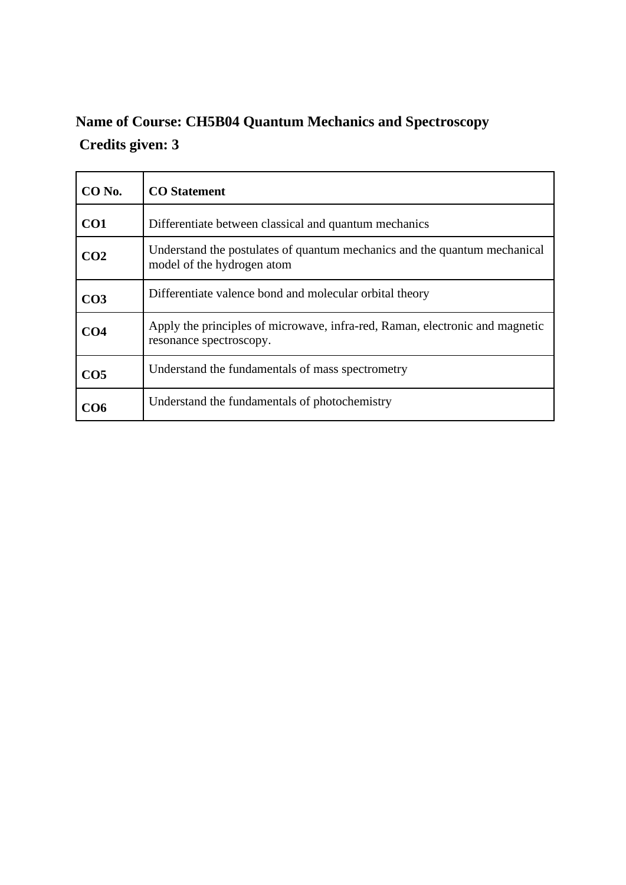**Name of Course: CH5B04 Quantum Mechanics and Spectroscopy**

**Credits given: 3**

| CO No. | CO Statement |
|---|---|
| **CO1** | Differentiate between classical and quantum mechanics |
| **CO2** | Understand the postulates of quantum mechanics and the quantum mechanical model of the hydrogen atom |
| **CO3** | Differentiate valence bond and molecular orbital theory |
| **CO4** | Apply the principles of microwave, infra-red, Raman, electronic and magnetic resonance spectroscopy. |
| **CO5** | Understand the fundamentals of mass spectrometry |
| **CO6** | Understand the fundamentals of photochemistry |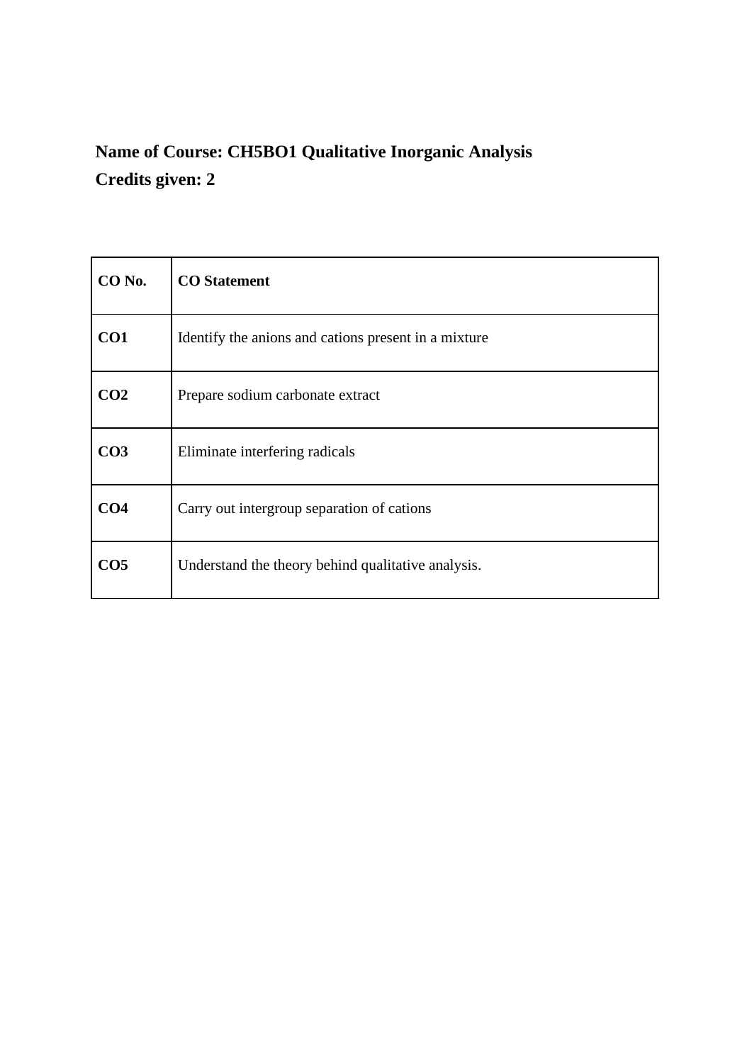**Name of Course: CH5BO1 Qualitative Inorganic Analysis**
**Credits given: 2**

| **CO No.** | **CO Statement** |
|---|---|
| **CO1** | Identify the anions and cations present in a mixture |
| **CO2** | Prepare sodium carbonate extract |
| **CO3** | Eliminate interfering radicals |
| **CO4** | Carry out intergroup separation of cations |
| **CO5** | Understand the theory behind qualitative analysis. |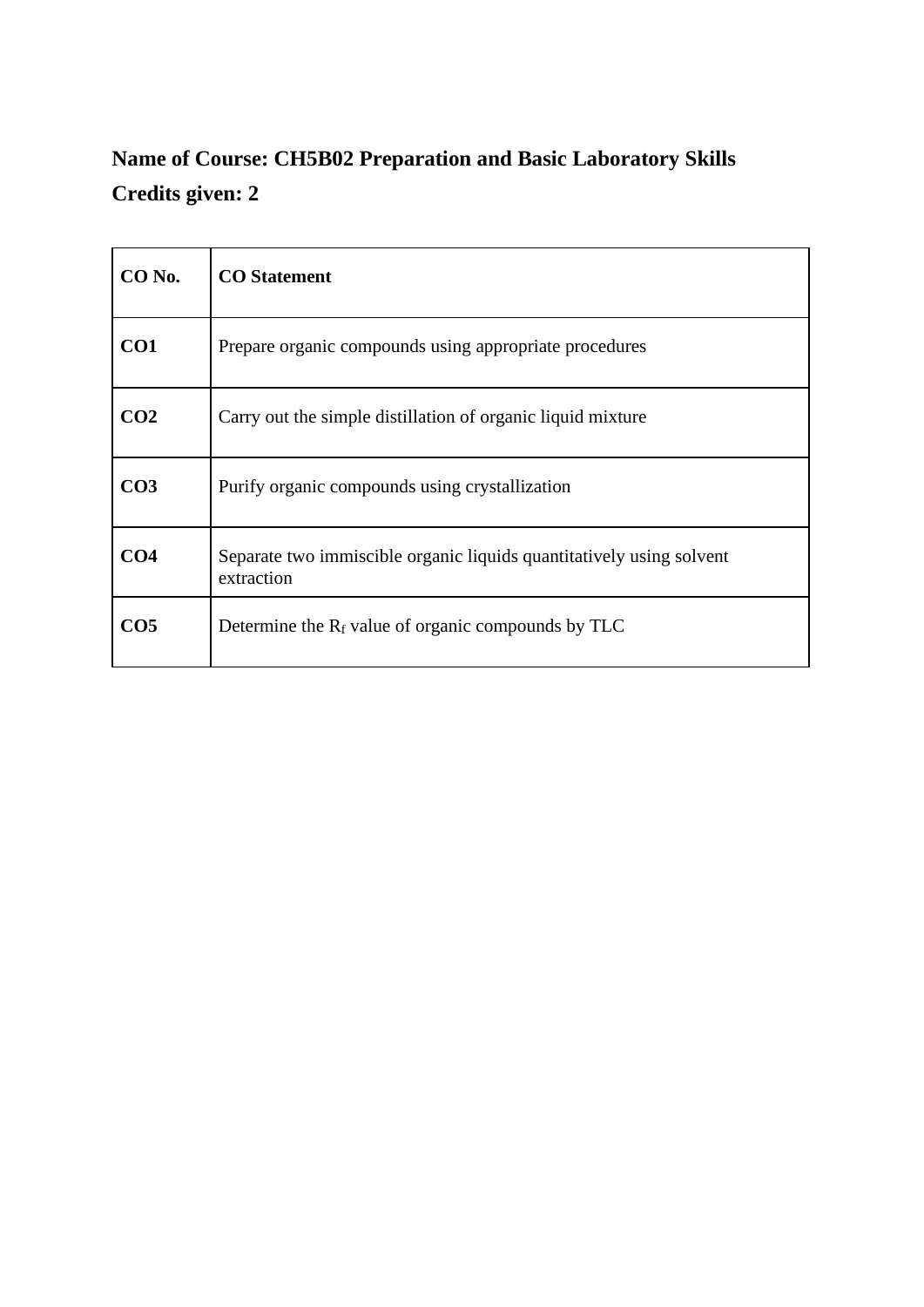**Name of Course: CH5B02 Preparation and Basic Laboratory Skills**

**Credits given: 2**

| **CO No.** | **CO Statement** |
|---|---|
| **CO1** | Prepare organic compounds using appropriate procedures |
| **CO2** | Carry out the simple distillation of organic liquid mixture |
| **CO3** | Purify organic compounds using crystallization |
| **CO4** | Separate two immiscible organic liquids quantitatively using solvent extraction |
| **CO5** | Determine the $R_f$ value of organic compounds by TLC |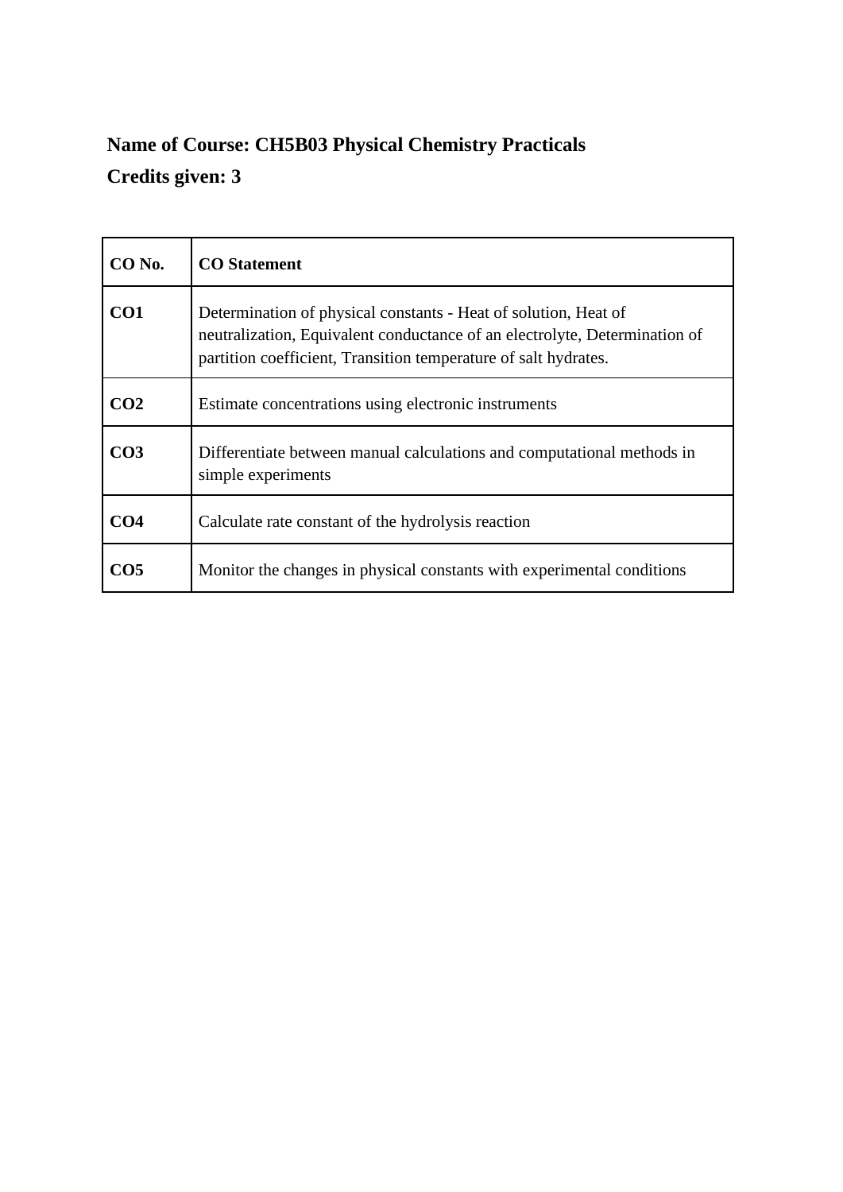**Name of Course: CH5B03 Physical Chemistry Practicals**

**Credits given: 3**

| CO No. | CO Statement |
|---|---|
| **CO1** | Determination of physical constants - Heat of solution, Heat of neutralization, Equivalent conductance of an electrolyte, Determination of partition coefficient, Transition temperature of salt hydrates. |
| **CO2** | Estimate concentrations using electronic instruments |
| **CO3** | Differentiate between manual calculations and computational methods in simple experiments |
| **CO4** | Calculate rate constant of the hydrolysis reaction |
| **CO5** | Monitor the changes in physical constants with experimental conditions |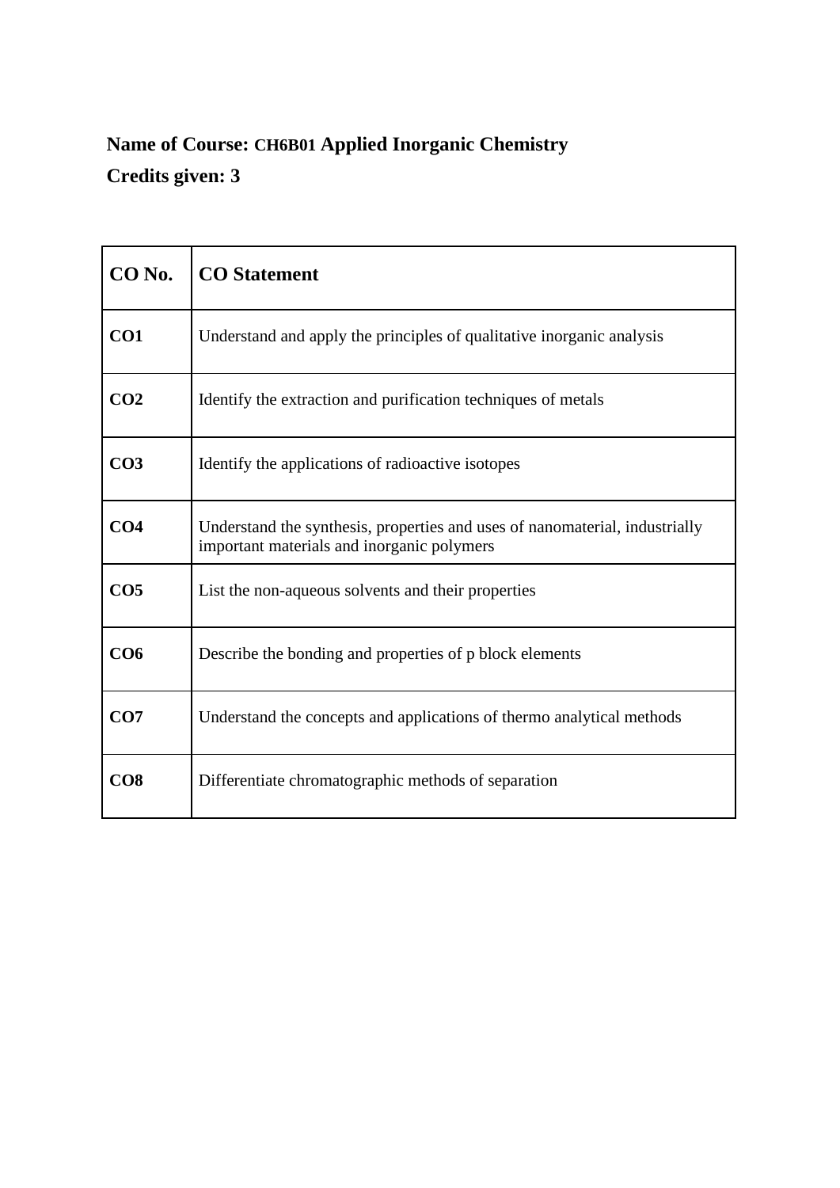**Name of Course:** CH6B01 **Applied Inorganic Chemistry**

**Credits given: 3**

| **CO No.** | **CO Statement** |
|---|---|
| **CO1** | Understand and apply the principles of qualitative inorganic analysis |
| **CO2** | Identify the extraction and purification techniques of metals |
| **CO3** | Identify the applications of radioactive isotopes |
| **CO4** | Understand the synthesis, properties and uses of nanomaterial, industrially important materials and inorganic polymers |
| **CO5** | List the non-aqueous solvents and their properties |
| **CO6** | Describe the bonding and properties of p block elements |
| **CO7** | Understand the concepts and applications of thermo analytical methods |
| **CO8** | Differentiate chromatographic methods of separation |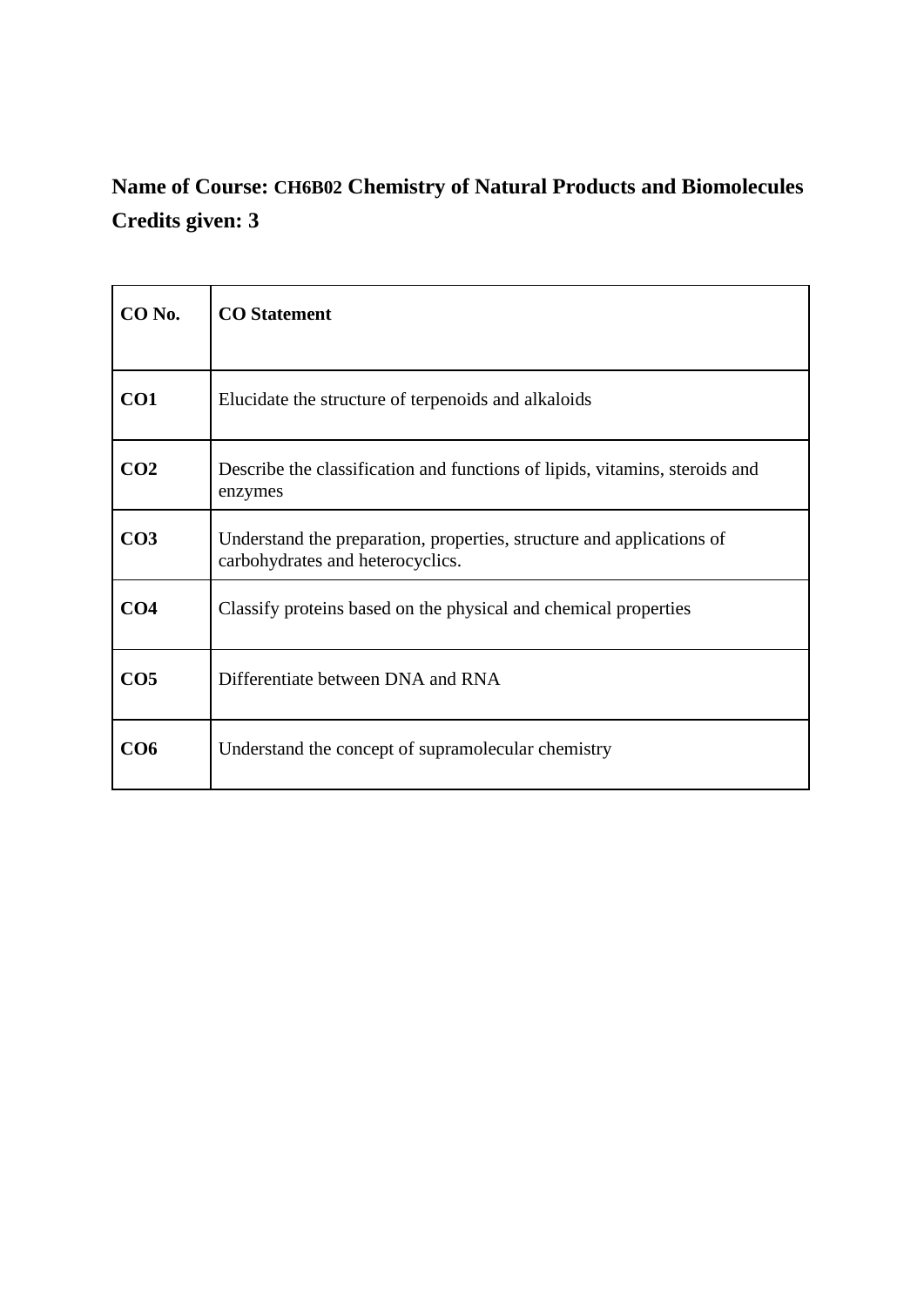**Name of Course:** CH6B02 **Chemistry of Natural Products and Biomolecules**
**Credits given: 3**

| CO No. | CO Statement |
|---|---|
| **CO1** | Elucidate the structure of terpenoids and alkaloids |
| **CO2** | Describe the classification and functions of lipids, vitamins, steroids and enzymes |
| **CO3** | Understand the preparation, properties, structure and applications of carbohydrates and heterocyclics. |
| **CO4** | Classify proteins based on the physical and chemical properties |
| **CO5** | Differentiate between DNA and RNA |
| **CO6** | Understand the concept of supramolecular chemistry |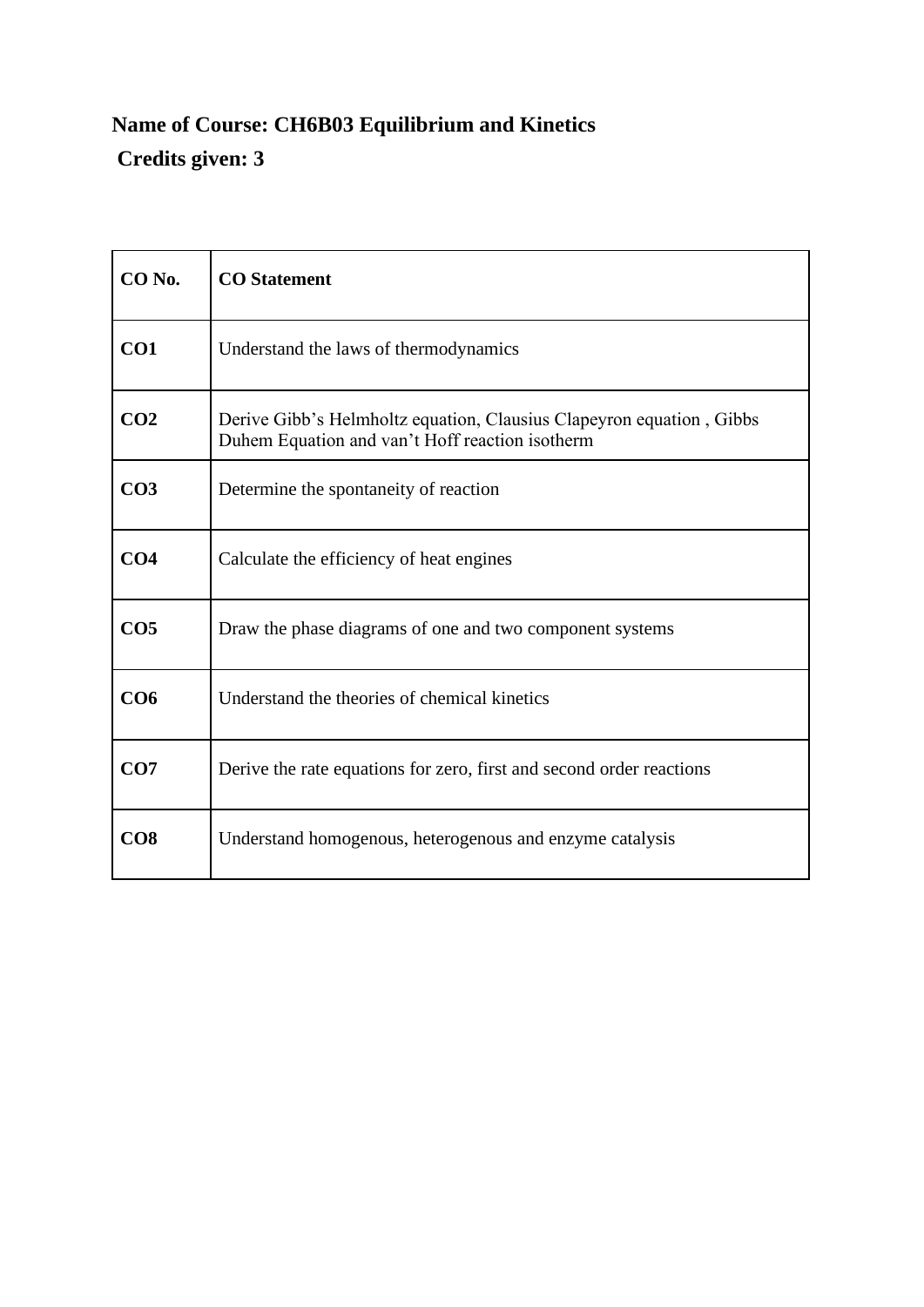**Name of Course: CH6B03 Equilibrium and Kinetics**

**Credits given: 3**

| **CO No.** | **CO Statement** |
|---|---|
| **CO1** | Understand the laws of thermodynamics |
| **CO2** | Derive Gibb's Helmholtz equation, Clausius Clapeyron equation , Gibbs Duhem Equation and van't Hoff reaction isotherm |
| **CO3** | Determine the spontaneity of reaction |
| **CO4** | Calculate the efficiency of heat engines |
| **CO5** | Draw the phase diagrams of one and two component systems |
| **CO6** | Understand the theories of chemical kinetics |
| **CO7** | Derive the rate equations for zero, first and second order reactions |
| **CO8** | Understand homogenous, heterogenous and enzyme catalysis |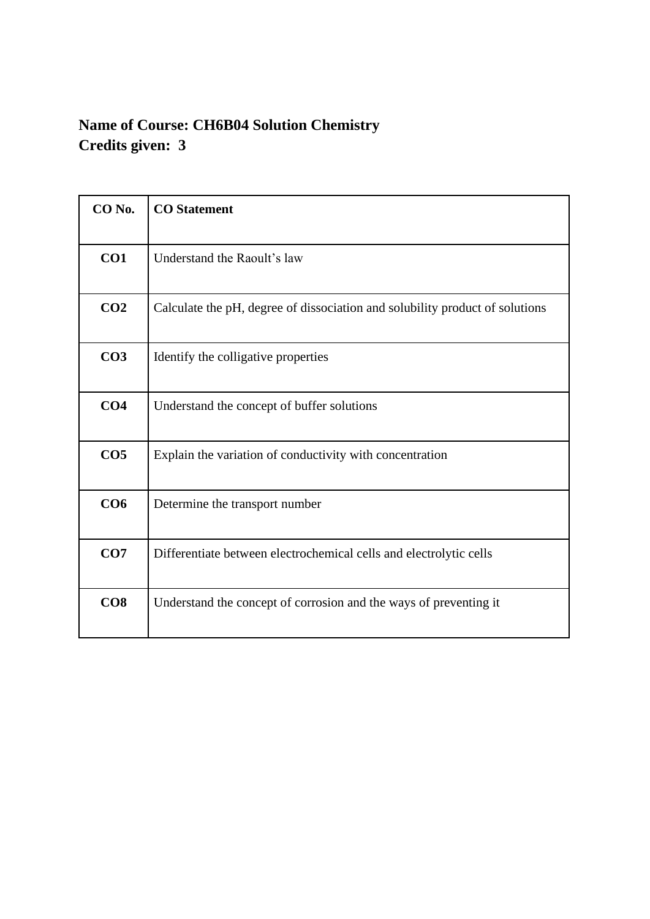**Name of Course: CH6B04 Solution Chemistry**
**Credits given: 3**

| CO No. | CO Statement |
|---|---|
| **CO1** | Understand the Raoult’s law |
| **CO2** | Calculate the pH, degree of dissociation and solubility product of solutions |
| **CO3** | Identify the colligative properties |
| **CO4** | Understand the concept of buffer solutions |
| **CO5** | Explain the variation of conductivity with concentration |
| **CO6** | Determine the transport number |
| **CO7** | Differentiate between electrochemical cells and electrolytic cells |
| **CO8** | Understand the concept of corrosion and the ways of preventing it |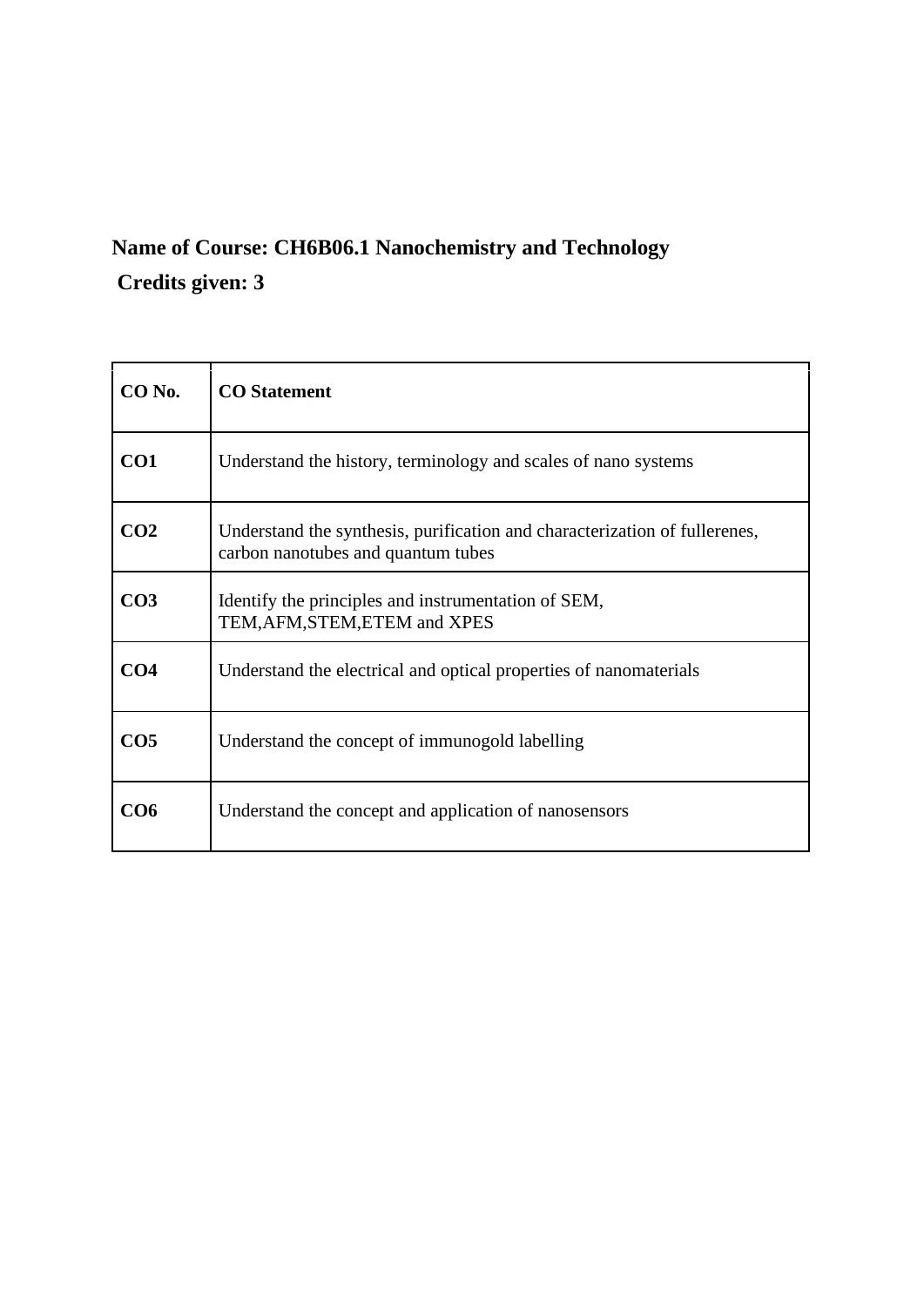**Name of Course: CH6B06.1 Nanochemistry and Technology**

**Credits given: 3**

| CO No. | CO Statement |
| --- | --- |
| **CO1** | Understand the history, terminology and scales of nano systems |
| **CO2** | Understand the synthesis, purification and characterization of fullerenes, carbon nanotubes and quantum tubes |
| **CO3** | Identify the principles and instrumentation of SEM, TEM,AFM,STEM,ETEM and XPES |
| **CO4** | Understand the electrical and optical properties of nanomaterials |
| **CO5** | Understand the concept of immunogold labelling |
| **CO6** | Understand the concept and application of nanosensors |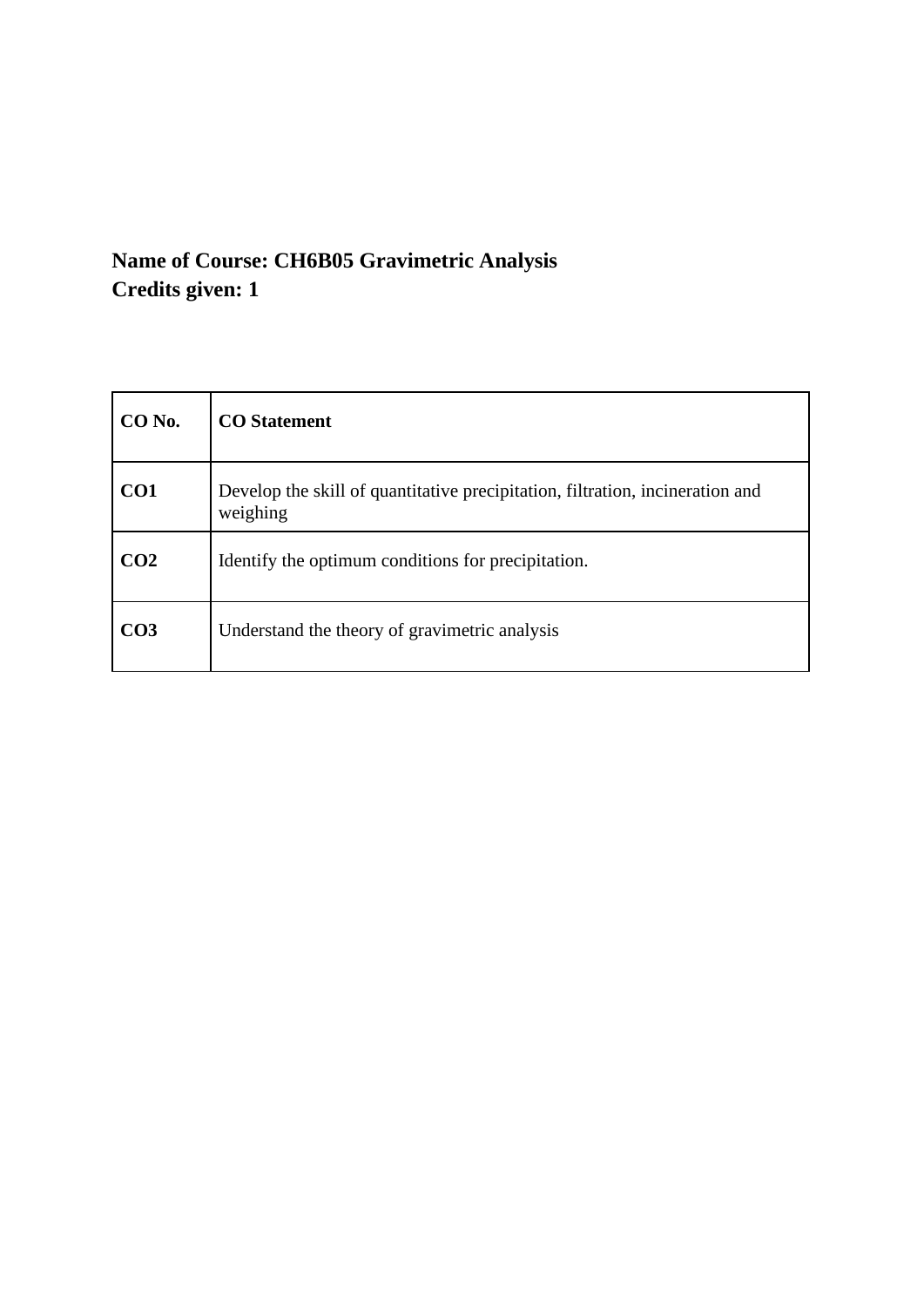**Name of Course: CH6B05 Gravimetric Analysis**
**Credits given: 1**

| **CO No.** | **CO Statement** |
|---|---|
| **CO1** | Develop the skill of quantitative precipitation, filtration, incineration and weighing |
| **CO2** | Identify the optimum conditions for precipitation. |
| **CO3** | Understand the theory of gravimetric analysis |